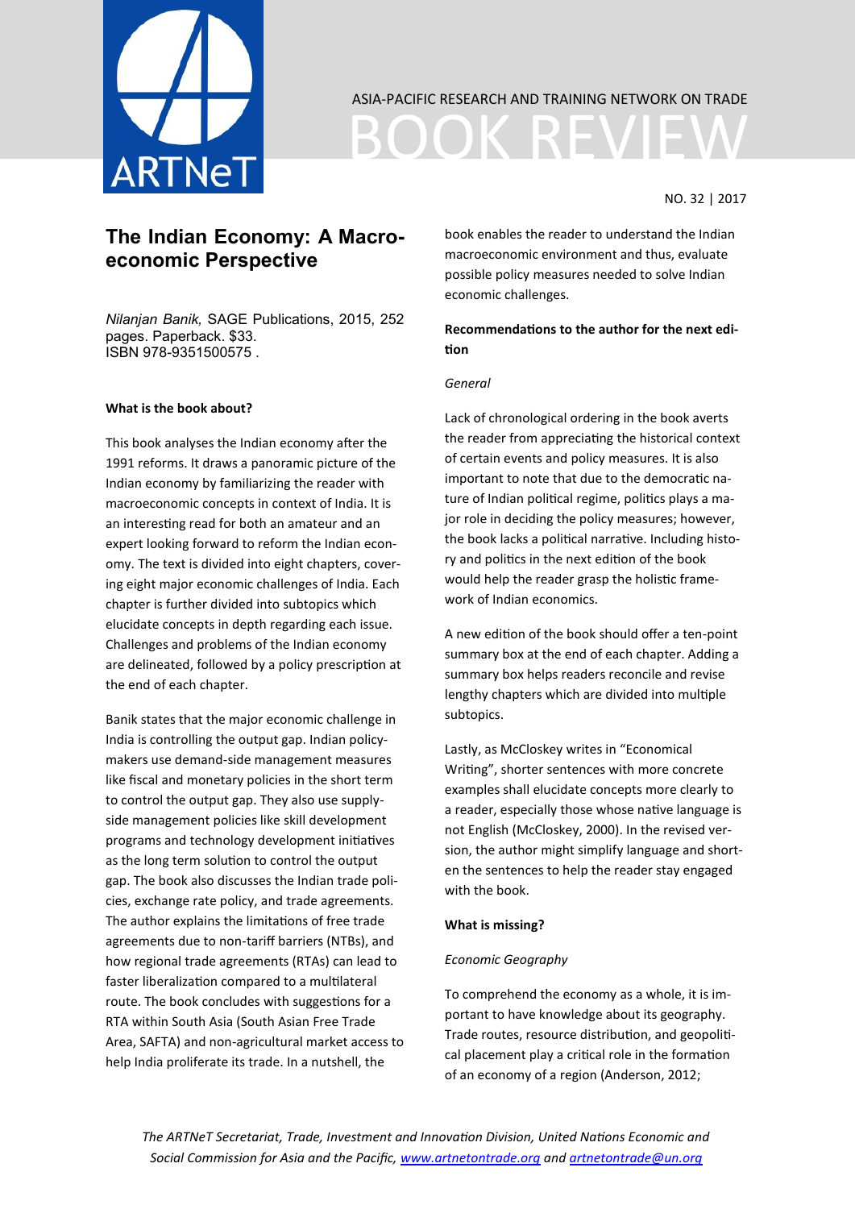ASIA-PACIFIC RESEARCH AND TRAINING NETWORK ON TRADE

# BOOK REVIEW

NO. 32 | 2017

## The Indian Economy: A Macro-economic Perspective

*Nilanjan Banik,* SAGE Publications, 2015, 252 pages. Paperback. $33.
ISBN 978-9351500575 .

**What is the book about?**

This book analyses the Indian economy after the 1991 reforms. It draws a panoramic picture of the Indian economy by familiarizing the reader with macroeconomic concepts in context of India. It is an interesting read for both an amateur and an expert looking forward to reform the Indian economy. The text is divided into eight chapters, covering eight major economic challenges of India. Each chapter is further divided into subtopics which elucidate concepts in depth regarding each issue. Challenges and problems of the Indian economy are delineated, followed by a policy prescription at the end of each chapter.

Banik states that the major economic challenge in India is controlling the output gap. Indian policy-makers use demand-side management measures like fiscal and monetary policies in the short term to control the output gap. They also use supply-side management policies like skill development programs and technology development initiatives as the long term solution to control the output gap. The book also discusses the Indian trade policies, exchange rate policy, and trade agreements. The author explains the limitations of free trade agreements due to non-tariff barriers (NTBs), and how regional trade agreements (RTAs) can lead to faster liberalization compared to a multilateral route. The book concludes with suggestions for a RTA within South Asia (South Asian Free Trade Area, SAFTA) and non-agricultural market access to help India proliferate its trade. In a nutshell, the book enables the reader to understand the Indian macroeconomic environment and thus, evaluate possible policy measures needed to solve Indian economic challenges.

**Recommendations to the author for the next edition**

*General*

Lack of chronological ordering in the book averts the reader from appreciating the historical context of certain events and policy measures. It is also important to note that due to the democratic nature of Indian political regime, politics plays a major role in deciding the policy measures; however, the book lacks a political narrative. Including history and politics in the next edition of the book would help the reader grasp the holistic framework of Indian economics.

A new edition of the book should offer a ten-point summary box at the end of each chapter. Adding a summary box helps readers reconcile and revise lengthy chapters which are divided into multiple subtopics.

Lastly, as McCloskey writes in "Economical Writing", shorter sentences with more concrete examples shall elucidate concepts more clearly to a reader, especially those whose native language is not English (McCloskey, 2000). In the revised version, the author might simplify language and shorten the sentences to help the reader stay engaged with the book.

**What is missing?**

*Economic Geography*

To comprehend the economy as a whole, it is important to have knowledge about its geography. Trade routes, resource distribution, and geopolitical placement play a critical role in the formation of an economy of a region (Anderson, 2012;

*The ARTNeT Secretariat, Trade, Investment and Innovation Division, United Nations Economic and Social Commission for Asia and the Pacific, www.artnetontrade.org and artnetontrade@un.org*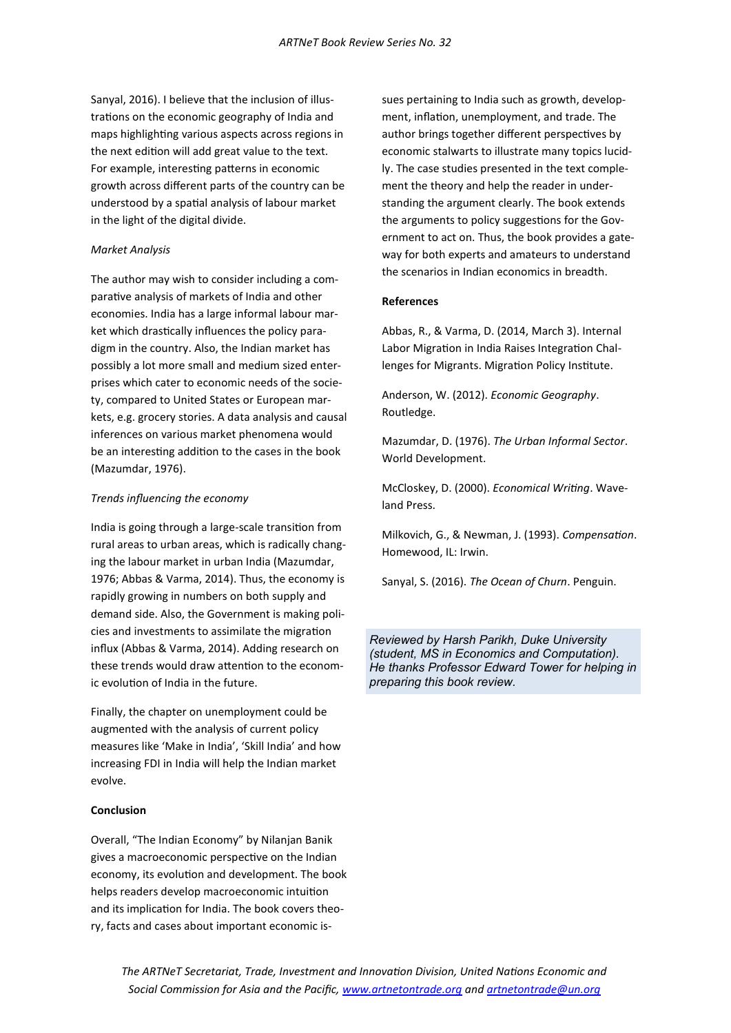Sanyal, 2016). I believe that the inclusion of illustrations on the economic geography of India and maps highlighting various aspects across regions in the next edition will add great value to the text. For example, interesting patterns in economic growth across different parts of the country can be understood by a spatial analysis of labour market in the light of the digital divide.

*Market Analysis*

The author may wish to consider including a comparative analysis of markets of India and other economies. India has a large informal labour market which drastically influences the policy paradigm in the country. Also, the Indian market has possibly a lot more small and medium sized enterprises which cater to economic needs of the society, compared to United States or European markets, e.g. grocery stories. A data analysis and causal inferences on various market phenomena would be an interesting addition to the cases in the book (Mazumdar, 1976).

*Trends influencing the economy*

India is going through a large-scale transition from rural areas to urban areas, which is radically changing the labour market in urban India (Mazumdar, 1976; Abbas & Varma, 2014). Thus, the economy is rapidly growing in numbers on both supply and demand side. Also, the Government is making policies and investments to assimilate the migration influx (Abbas & Varma, 2014). Adding research on these trends would draw attention to the economic evolution of India in the future.

Finally, the chapter on unemployment could be augmented with the analysis of current policy measures like 'Make in India', 'Skill India' and how increasing FDI in India will help the Indian market evolve.

**Conclusion**

Overall, "The Indian Economy" by Nilanjan Banik gives a macroeconomic perspective on the Indian economy, its evolution and development. The book helps readers develop macroeconomic intuition and its implication for India. The book covers theory, facts and cases about important economic issues pertaining to India such as growth, development, inflation, unemployment, and trade. The author brings together different perspectives by economic stalwarts to illustrate many topics lucidly. The case studies presented in the text complement the theory and help the reader in understanding the argument clearly. The book extends the arguments to policy suggestions for the Government to act on. Thus, the book provides a gateway for both experts and amateurs to understand the scenarios in Indian economics in breadth.

**References**

Abbas, R., & Varma, D. (2014, March 3). Internal Labor Migration in India Raises Integration Challenges for Migrants. Migration Policy Institute.

Anderson, W. (2012). *Economic Geography*. Routledge.

Mazumdar, D. (1976). *The Urban Informal Sector*. World Development.

McCloskey, D. (2000). *Economical Writing*. Waveland Press.

Milkovich, G., & Newman, J. (1993). *Compensation*. Homewood, IL: Irwin.

Sanyal, S. (2016). *The Ocean of Churn*. Penguin.

*Reviewed by Harsh Parikh, Duke University (student, MS in Economics and Computation). He thanks Professor Edward Tower for helping in preparing this book review.*

*The ARTNeT Secretariat, Trade, Investment and Innovation Division, United Nations Economic and Social Commission for Asia and the Pacific, www.artnetontrade.org and artnetontrade@un.org*